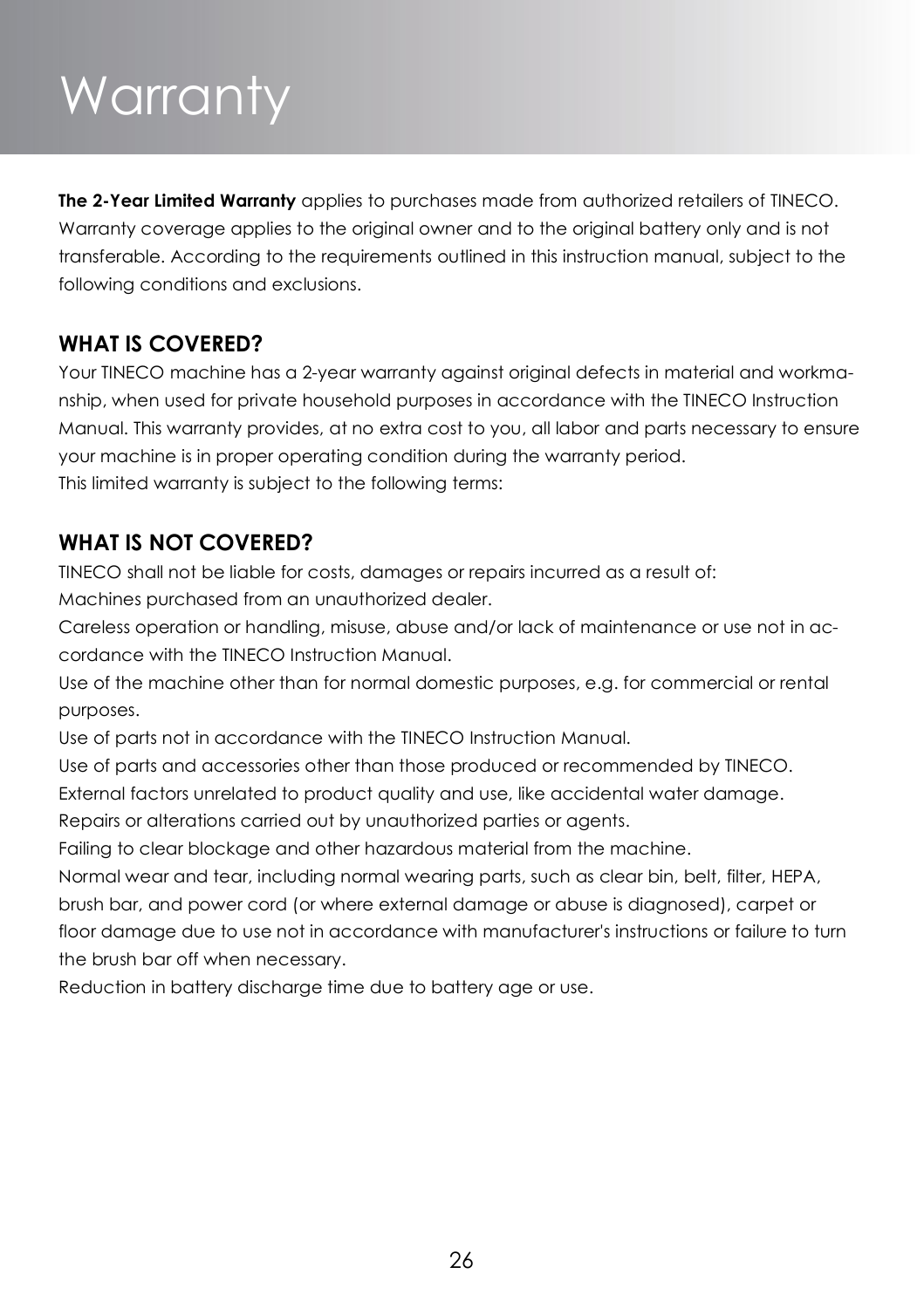# Warranty

**The 2-Year Limited Warranty** applies to purchases made from authorized retailers of TINECO. Warranty coverage applies to the original owner and to the original battery only and is not transferable. According to the requirements outlined in this instruction manual, subject to the following conditions and exclusions.

## WHAT IS COVERED?

Your TINECO machine has a 2-year warranty against original defects in material and workmanship, when used for private household purposes in accordance with the TINECO Instruction Manual. This warranty provides, at no extra cost to you, all labor and parts necessary to ensure your machine is in proper operating condition during the warranty period.
This limited warranty is subject to the following terms:

## WHAT IS NOT COVERED?

TINECO shall not be liable for costs, damages or repairs incurred as a result of:
Machines purchased from an unauthorized dealer.
Careless operation or handling, misuse, abuse and/or lack of maintenance or use not in accordance with the TINECO Instruction Manual.
Use of the machine other than for normal domestic purposes, e.g. for commercial or rental purposes.
Use of parts not in accordance with the TINECO Instruction Manual.
Use of parts and accessories other than those produced or recommended by TINECO.
External factors unrelated to product quality and use, like accidental water damage.
Repairs or alterations carried out by unauthorized parties or agents.
Failing to clear blockage and other hazardous material from the machine.
Normal wear and tear, including normal wearing parts, such as clear bin, belt, filter, HEPA, brush bar, and power cord (or where external damage or abuse is diagnosed), carpet or floor damage due to use not in accordance with manufacturer's instructions or failure to turn the brush bar off when necessary.
Reduction in battery discharge time due to battery age or use.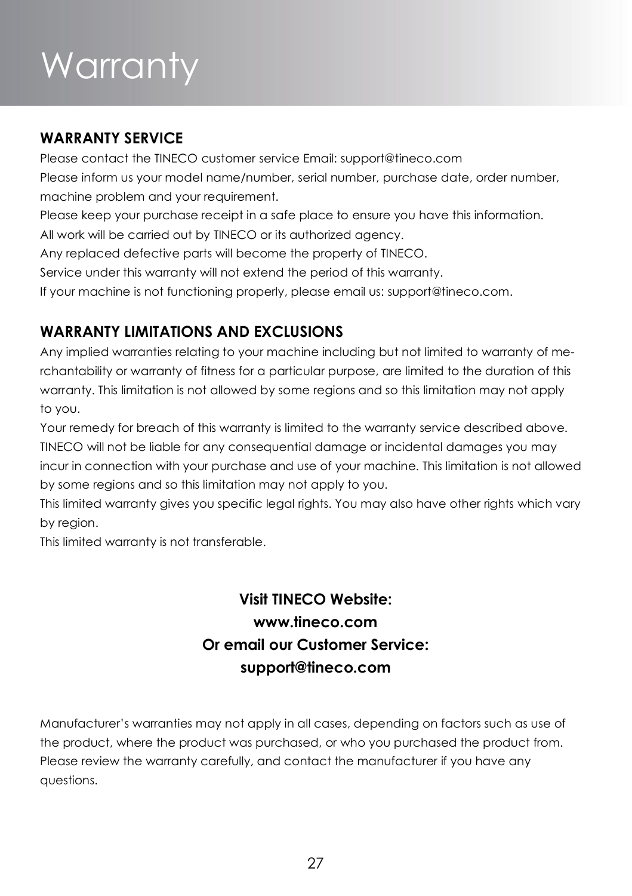# Warranty

## WARRANTY SERVICE

Please contact the TINECO customer service Email: support@tineco.com
Please inform us your model name/number, serial number, purchase date, order number, machine problem and your requirement.
Please keep your purchase receipt in a safe place to ensure you have this information.
All work will be carried out by TINECO or its authorized agency.
Any replaced defective parts will become the property of TINECO.
Service under this warranty will not extend the period of this warranty.
If your machine is not functioning properly, please email us: support@tineco.com.

## WARRANTY LIMITATIONS AND EXCLUSIONS

Any implied warranties relating to your machine including but not limited to warranty of merchantability or warranty of fitness for a particular purpose, are limited to the duration of this warranty. This limitation is not allowed by some regions and so this limitation may not apply to you.
Your remedy for breach of this warranty is limited to the warranty service described above.
TINECO will not be liable for any consequential damage or incidental damages you may incur in connection with your purchase and use of your machine. This limitation is not allowed by some regions and so this limitation may not apply to you.
This limited warranty gives you specific legal rights. You may also have other rights which vary by region.
This limited warranty is not transferable.

**Visit TINECO Website:**
**www.tineco.com**
**Or email our Customer Service:**
**support@tineco.com**

Manufacturer's warranties may not apply in all cases, depending on factors such as use of the product, where the product was purchased, or who you purchased the product from. Please review the warranty carefully, and contact the manufacturer if you have any questions.